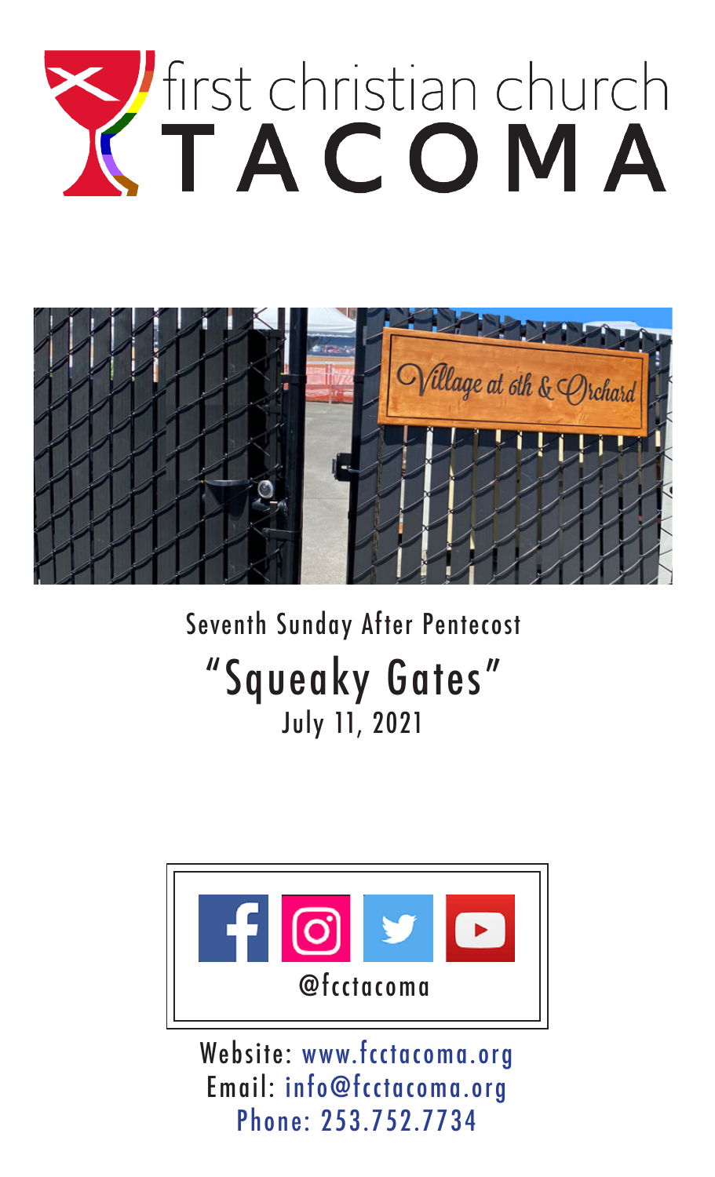# first christian church TACOMA

Seventh Sunday After Pentecost

## "Squeaky Gates"

July 11, 2021

@fcctacoma

Website: www.fcctacoma.org
Email: info@fcctacoma.org
Phone: 253.752.7734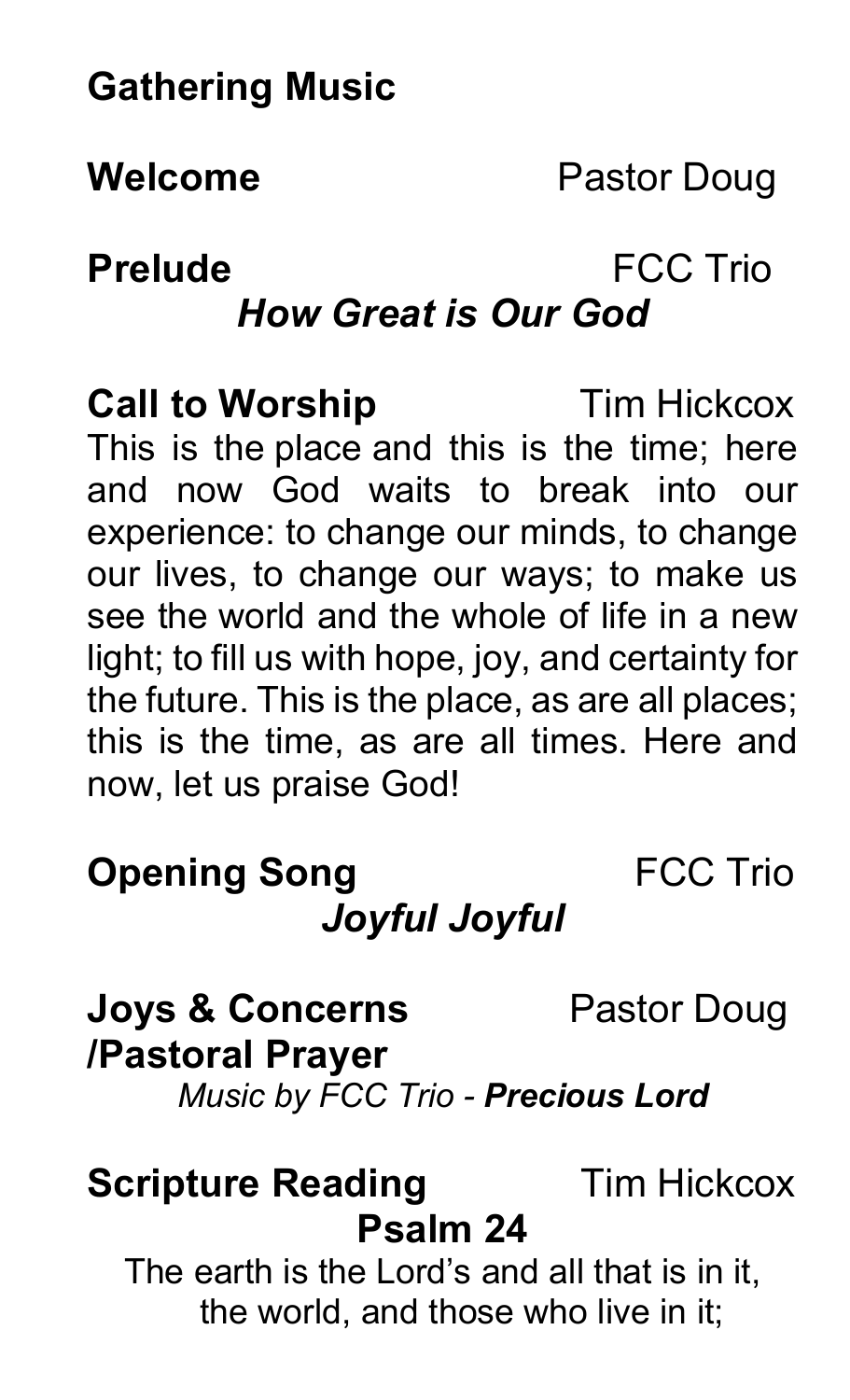**Gathering Music**

**Welcome** Pastor Doug

**Prelude** FCC Trio

***How Great is Our God***

**Call to Worship** Tim Hickcox

This is the place and this is the time; here and now God waits to break into our experience: to change our minds, to change our lives, to change our ways; to make us see the world and the whole of life in a new light; to fill us with hope, joy, and certainty for the future. This is the place, as are all places; this is the time, as are all times. Here and now, let us praise God!

**Opening Song** FCC Trio

***Joyful Joyful***

**Joys & Concerns /Pastoral Prayer** Pastor Doug

*Music by FCC Trio -* ***Precious Lord***

**Scripture Reading** Tim Hickcox

**Psalm 24**

The earth is the Lord's and all that is in it,
the world, and those who live in it;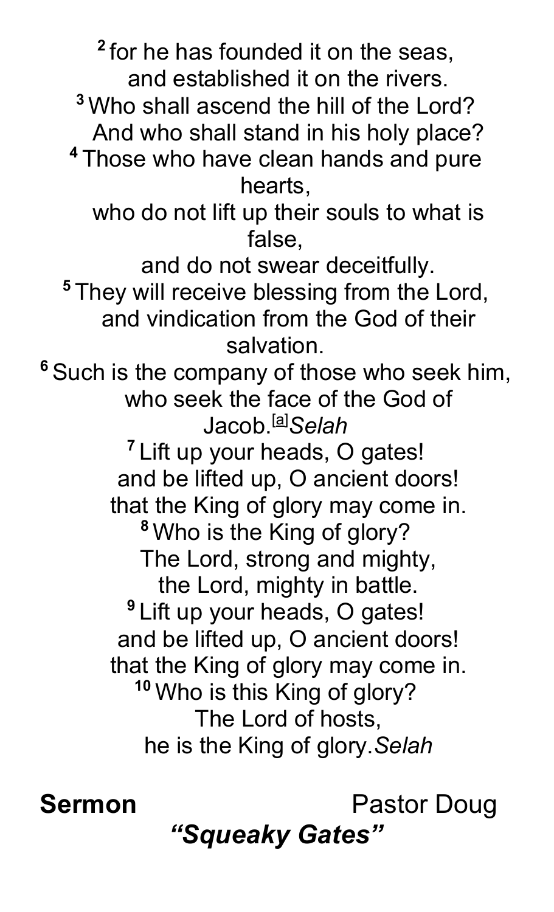[2] for he has founded it on the seas,
and established it on the rivers.
[3] Who shall ascend the hill of the Lord?
And who shall stand in his holy place?
[4] Those who have clean hands and pure hearts,
who do not lift up their souls to what is false,
and do not swear deceitfully.
[5] They will receive blessing from the Lord,
and vindication from the God of their salvation.
[6] Such is the company of those who seek him,
who seek the face of the God of Jacob.[a] *Selah*
[7] Lift up your heads, O gates!
and be lifted up, O ancient doors!
that the King of glory may come in.
[8] Who is the King of glory?
The Lord, strong and mighty,
the Lord, mighty in battle.
[9] Lift up your heads, O gates!
and be lifted up, O ancient doors!
that the King of glory may come in.
[10] Who is this King of glory?
The Lord of hosts,
he is the King of glory. *Selah*

**Sermon** Pastor Doug

***"Squeaky Gates"***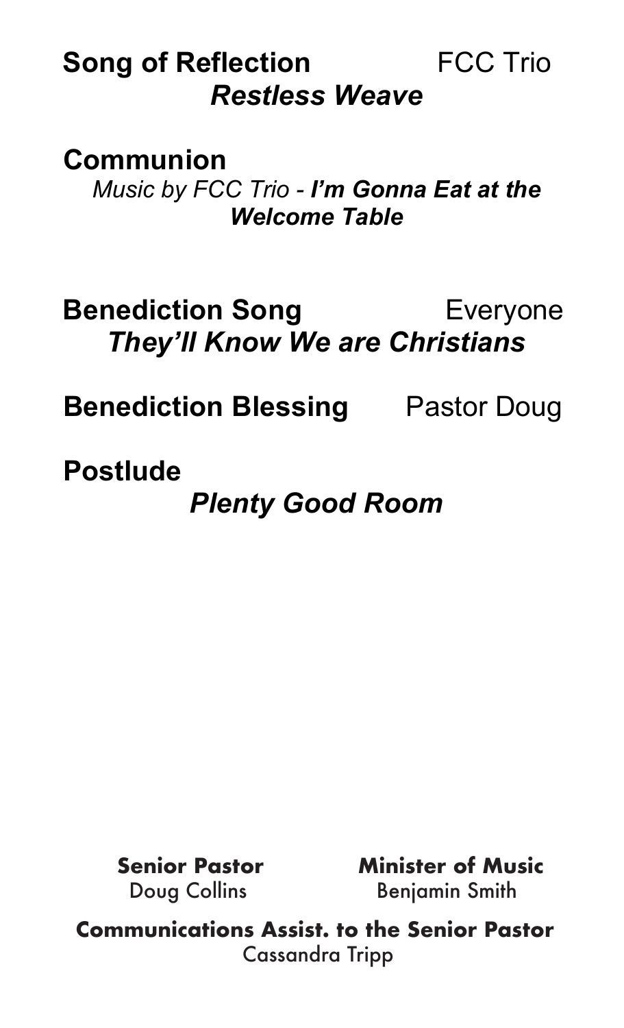**Song of Reflection** FCC Trio

***Restless Weave***

**Communion**

*Music by FCC Trio - **I'm Gonna Eat at the Welcome Table***

**Benediction Song** Everyone

***They'll Know We are Christians***

**Benediction Blessing** Pastor Doug

**Postlude**

***Plenty Good Room***

**Senior Pastor**
Doug Collins

**Minister of Music**
Benjamin Smith

**Communications Assist. to the Senior Pastor**
Cassandra Tripp